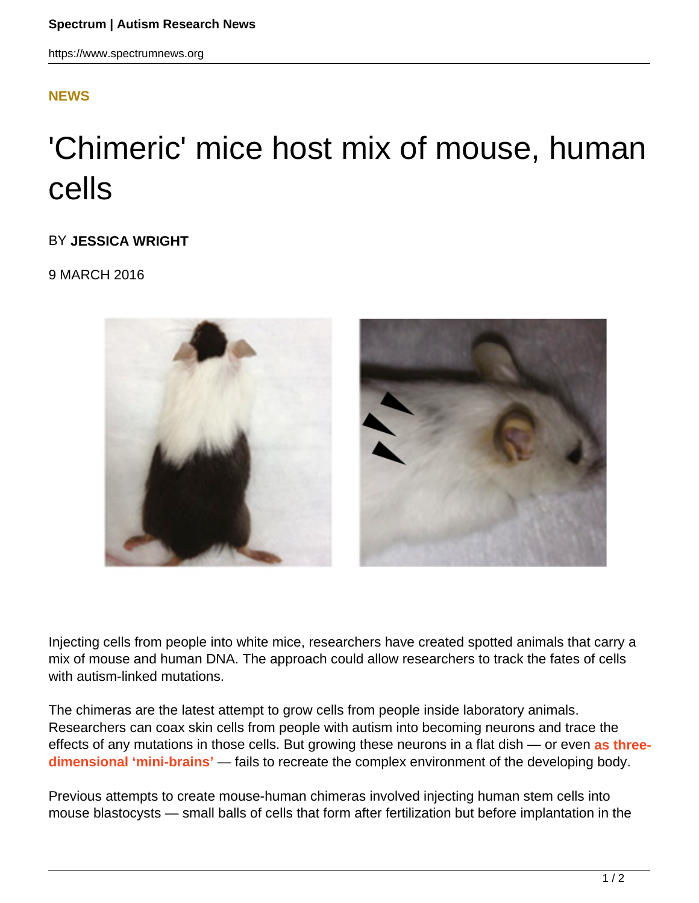NEWS

# 'Chimeric' mice host mix of mouse, human cells

BY **JESSICA WRIGHT**

9 MARCH 2016

Injecting cells from people into white mice, researchers have created spotted animals that carry a mix of mouse and human DNA. The approach could allow researchers to track the fates of cells with autism-linked mutations.

The chimeras are the latest attempt to grow cells from people inside laboratory animals. Researchers can coax skin cells from people with autism into becoming neurons and trace the effects of any mutations in those cells. But growing these neurons in a flat dish — or even **as three-dimensional 'mini-brains'** — fails to recreate the complex environment of the developing body.

Previous attempts to create mouse-human chimeras involved injecting human stem cells into mouse blastocysts — small balls of cells that form after fertilization but before implantation in the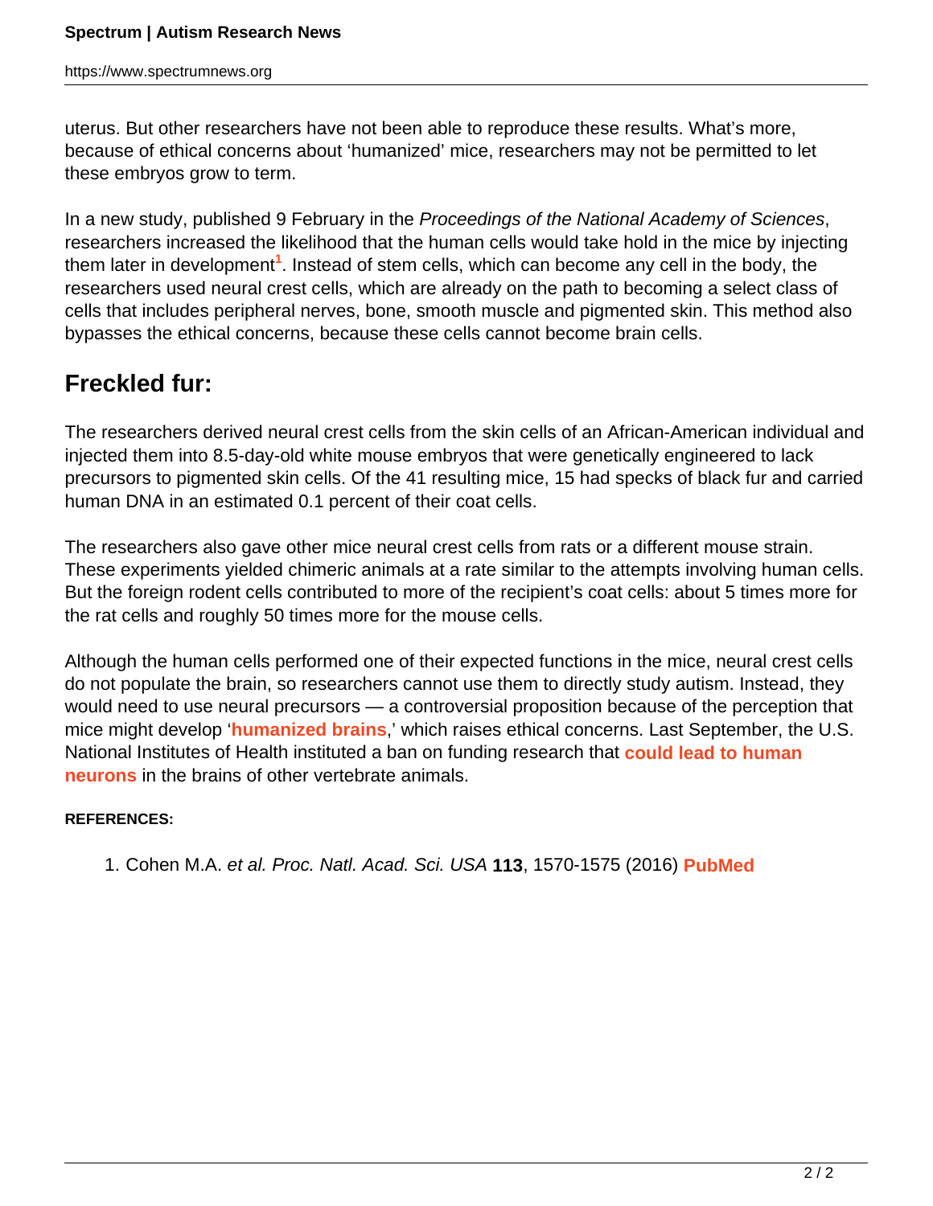uterus. But other researchers have not been able to reproduce these results. What's more, because of ethical concerns about 'humanized' mice, researchers may not be permitted to let these embryos grow to term.

In a new study, published 9 February in the *Proceedings of the National Academy of Sciences*, researchers increased the likelihood that the human cells would take hold in the mice by injecting them later in development[1]. Instead of stem cells, which can become any cell in the body, the researchers used neural crest cells, which are already on the path to becoming a select class of cells that includes peripheral nerves, bone, smooth muscle and pigmented skin. This method also bypasses the ethical concerns, because these cells cannot become brain cells.

## Freckled fur:

The researchers derived neural crest cells from the skin cells of an African-American individual and injected them into 8.5-day-old white mouse embryos that were genetically engineered to lack precursors to pigmented skin cells. Of the 41 resulting mice, 15 had specks of black fur and carried human DNA in an estimated 0.1 percent of their coat cells.

The researchers also gave other mice neural crest cells from rats or a different mouse strain. These experiments yielded chimeric animals at a rate similar to the attempts involving human cells. But the foreign rodent cells contributed to more of the recipient's coat cells: about 5 times more for the rat cells and roughly 50 times more for the mouse cells.

Although the human cells performed one of their expected functions in the mice, neural crest cells do not populate the brain, so researchers cannot use them to directly study autism. Instead, they would need to use neural precursors — a controversial proposition because of the perception that mice might develop '**humanized brains**,' which raises ethical concerns. Last September, the U.S. National Institutes of Health instituted a ban on funding research that **could lead to human neurons** in the brains of other vertebrate animals.

**REFERENCES:**

1. Cohen M.A. *et al. Proc. Natl. Acad. Sci. USA* **113**, 1570-1575 (2016) **PubMed**